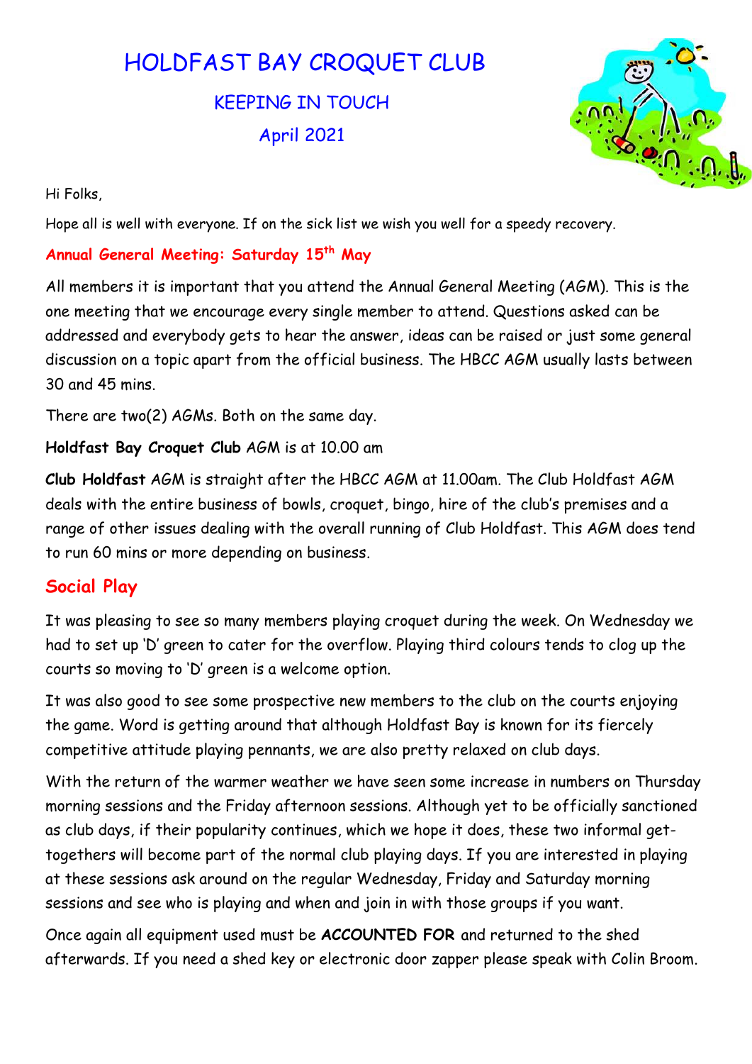# HOLDFAST BAY CROQUET CLUB

## KEEPING IN TOUCH

## April 2021

Hi Folks,

Hope all is well with everyone. If on the sick list we wish you well for a speedy recovery.

### Annual General Meeting: Saturday 15th May

All members it is important that you attend the Annual General Meeting (AGM). This is the one meeting that we encourage every single member to attend. Questions asked can be addressed and everybody gets to hear the answer, ideas can be raised or just some general discussion on a topic apart from the official business. The HBCC AGM usually lasts between 30 and 45 mins.

There are two(2) AGMs. Both on the same day.

**Holdfast Bay Croquet Club** AGM is at 10.00 am

**Club Holdfast** AGM is straight after the HBCC AGM at 11.00am. The Club Holdfast AGM deals with the entire business of bowls, croquet, bingo, hire of the club's premises and a range of other issues dealing with the overall running of Club Holdfast. This AGM does tend to run 60 mins or more depending on business.

## Social Play

It was pleasing to see so many members playing croquet during the week. On Wednesday we had to set up 'D' green to cater for the overflow. Playing third colours tends to clog up the courts so moving to 'D' green is a welcome option.

It was also good to see some prospective new members to the club on the courts enjoying the game. Word is getting around that although Holdfast Bay is known for its fiercely competitive attitude playing pennants, we are also pretty relaxed on club days.

With the return of the warmer weather we have seen some increase in numbers on Thursday morning sessions and the Friday afternoon sessions. Although yet to be officially sanctioned as club days, if their popularity continues, which we hope it does, these two informal get-togethers will become part of the normal club playing days. If you are interested in playing at these sessions ask around on the regular Wednesday, Friday and Saturday morning sessions and see who is playing and when and join in with those groups if you want.

Once again all equipment used must be **ACCOUNTED FOR** and returned to the shed afterwards. If you need a shed key or electronic door zapper please speak with Colin Broom.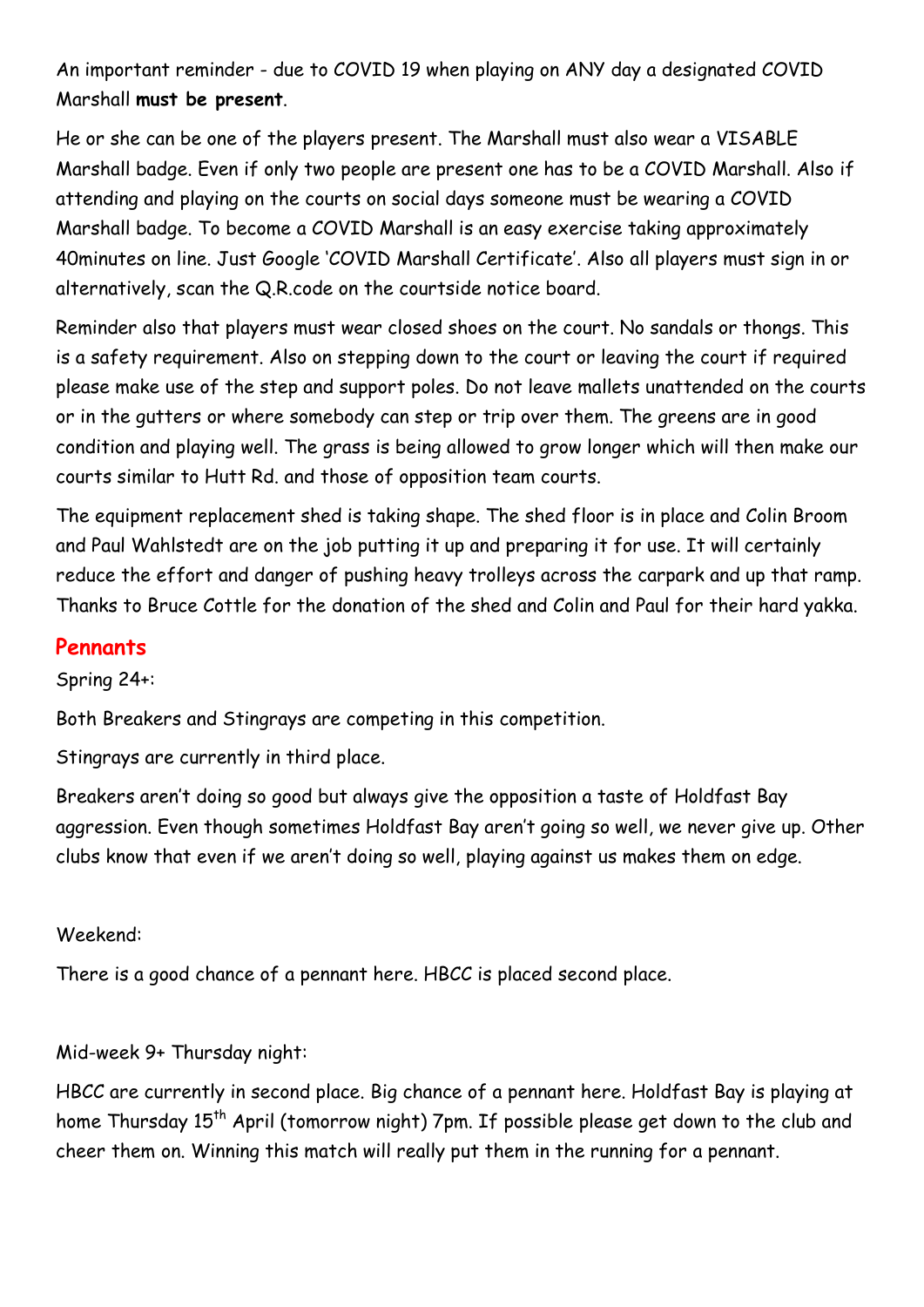An important reminder - due to COVID 19 when playing on ANY day a designated COVID Marshall **must be present**.

He or she can be one of the players present. The Marshall must also wear a VISABLE Marshall badge. Even if only two people are present one has to be a COVID Marshall. Also if attending and playing on the courts on social days someone must be wearing a COVID Marshall badge. To become a COVID Marshall is an easy exercise taking approximately 40minutes on line. Just Google 'COVID Marshall Certificate'. Also all players must sign in or alternatively, scan the Q.R.code on the courtside notice board.

Reminder also that players must wear closed shoes on the court. No sandals or thongs. This is a safety requirement. Also on stepping down to the court or leaving the court if required please make use of the step and support poles. Do not leave mallets unattended on the courts or in the gutters or where somebody can step or trip over them. The greens are in good condition and playing well. The grass is being allowed to grow longer which will then make our courts similar to Hutt Rd. and those of opposition team courts.

The equipment replacement shed is taking shape. The shed floor is in place and Colin Broom and Paul Wahlstedt are on the job putting it up and preparing it for use. It will certainly reduce the effort and danger of pushing heavy trolleys across the carpark and up that ramp. Thanks to Bruce Cottle for the donation of the shed and Colin and Paul for their hard yakka.

## Pennants

Spring 24+:

Both Breakers and Stingrays are competing in this competition.

Stingrays are currently in third place.

Breakers aren't doing so good but always give the opposition a taste of Holdfast Bay aggression. Even though sometimes Holdfast Bay aren't going so well, we never give up. Other clubs know that even if we aren't doing so well, playing against us makes them on edge.

Weekend:

There is a good chance of a pennant here. HBCC is placed second place.

Mid-week 9+ Thursday night:

HBCC are currently in second place. Big chance of a pennant here. Holdfast Bay is playing at home Thursday 15th April (tomorrow night) 7pm. If possible please get down to the club and cheer them on. Winning this match will really put them in the running for a pennant.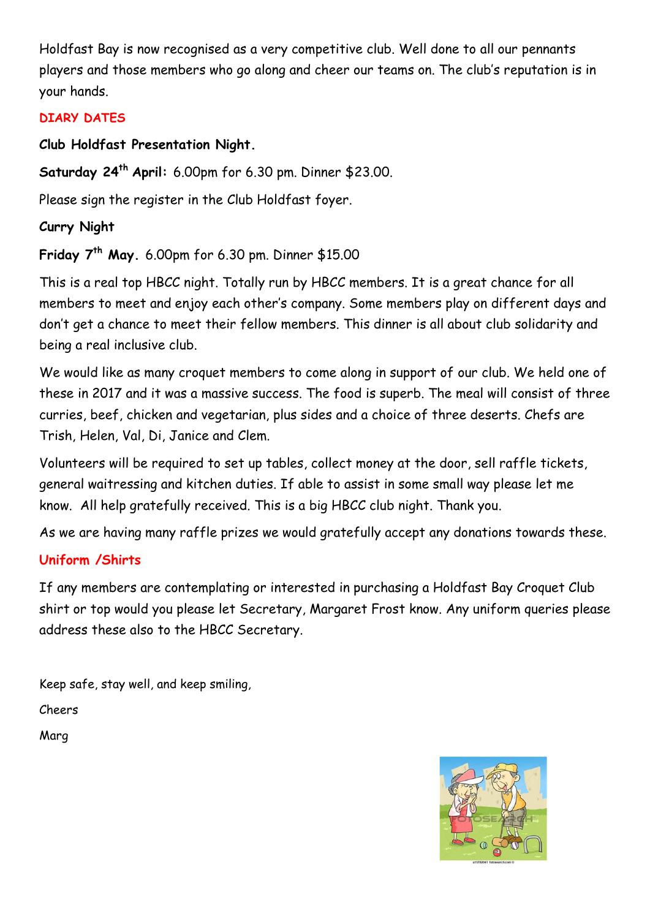Holdfast Bay is now recognised as a very competitive club. Well done to all our pennants players and those members who go along and cheer our teams on. The club's reputation is in your hands.

## DIARY DATES

**Club Holdfast Presentation Night.**

**Saturday 24th April:** 6.00pm for 6.30 pm. Dinner $23.00.

Please sign the register in the Club Holdfast foyer.

**Curry Night**

**Friday 7th May.** 6.00pm for 6.30 pm. Dinner $15.00

This is a real top HBCC night. Totally run by HBCC members. It is a great chance for all members to meet and enjoy each other's company. Some members play on different days and don't get a chance to meet their fellow members. This dinner is all about club solidarity and being a real inclusive club.

We would like as many croquet members to come along in support of our club. We held one of these in 2017 and it was a massive success. The food is superb. The meal will consist of three curries, beef, chicken and vegetarian, plus sides and a choice of three deserts. Chefs are Trish, Helen, Val, Di, Janice and Clem.

Volunteers will be required to set up tables, collect money at the door, sell raffle tickets, general waitressing and kitchen duties. If able to assist in some small way please let me know. All help gratefully received. This is a big HBCC club night. Thank you.

As we are having many raffle prizes we would gratefully accept any donations towards these.

## Uniform /Shirts

If any members are contemplating or interested in purchasing a Holdfast Bay Croquet Club shirt or top would you please let Secretary, Margaret Frost know. Any uniform queries please address these also to the HBCC Secretary.

Keep safe, stay well, and keep smiling,

Cheers

Marg